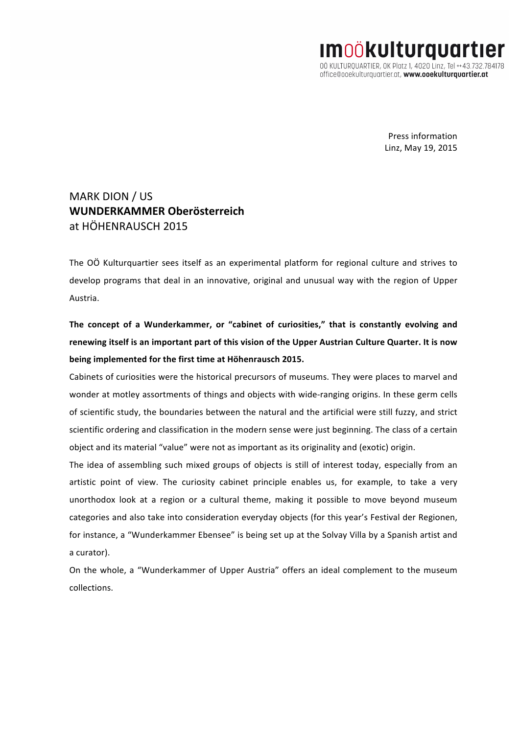Press information
Linz, May 19, 2015

# MARK DION / US
# **WUNDERKAMMER Oberösterreich**
# at HÖHENRAUSCH 2015

The OÖ Kulturquartier sees itself as an experimental platform for regional culture and strives to develop programs that deal in an innovative, original and unusual way with the region of Upper Austria.

**The concept of a Wunderkammer, or "cabinet of curiosities," that is constantly evolving and renewing itself is an important part of this vision of the Upper Austrian Culture Quarter. It is now being implemented for the first time at Höhenrausch 2015.**

Cabinets of curiosities were the historical precursors of museums. They were places to marvel and wonder at motley assortments of things and objects with wide-ranging origins. In these germ cells of scientific study, the boundaries between the natural and the artificial were still fuzzy, and strict scientific ordering and classification in the modern sense were just beginning. The class of a certain object and its material "value" were not as important as its originality and (exotic) origin.

The idea of assembling such mixed groups of objects is still of interest today, especially from an artistic point of view. The curiosity cabinet principle enables us, for example, to take a very unorthodox look at a region or a cultural theme, making it possible to move beyond museum categories and also take into consideration everyday objects (for this year's Festival der Regionen, for instance, a "Wunderkammer Ebensee" is being set up at the Solvay Villa by a Spanish artist and a curator).

On the whole, a "Wunderkammer of Upper Austria" offers an ideal complement to the museum collections.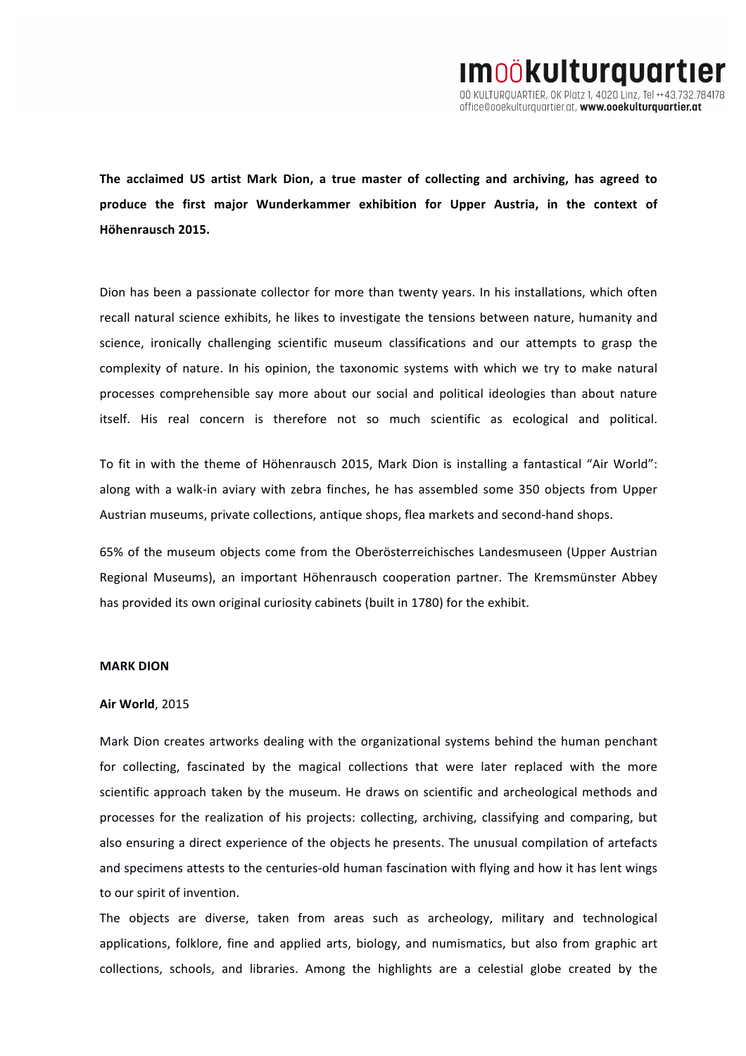**The acclaimed US artist Mark Dion, a true master of collecting and archiving, has agreed to produce the first major Wunderkammer exhibition for Upper Austria, in the context of Höhenrausch 2015.**

Dion has been a passionate collector for more than twenty years. In his installations, which often recall natural science exhibits, he likes to investigate the tensions between nature, humanity and science, ironically challenging scientific museum classifications and our attempts to grasp the complexity of nature. In his opinion, the taxonomic systems with which we try to make natural processes comprehensible say more about our social and political ideologies than about nature itself. His real concern is therefore not so much scientific as ecological and political.

To fit in with the theme of Höhenrausch 2015, Mark Dion is installing a fantastical "Air World": along with a walk-in aviary with zebra finches, he has assembled some 350 objects from Upper Austrian museums, private collections, antique shops, flea markets and second-hand shops.

65% of the museum objects come from the Oberösterreichisches Landesmuseen (Upper Austrian Regional Museums), an important Höhenrausch cooperation partner. The Kremsmünster Abbey has provided its own original curiosity cabinets (built in 1780) for the exhibit.

**MARK DION**

**Air World**, 2015

Mark Dion creates artworks dealing with the organizational systems behind the human penchant for collecting, fascinated by the magical collections that were later replaced with the more scientific approach taken by the museum. He draws on scientific and archeological methods and processes for the realization of his projects: collecting, archiving, classifying and comparing, but also ensuring a direct experience of the objects he presents. The unusual compilation of artefacts and specimens attests to the centuries-old human fascination with flying and how it has lent wings to our spirit of invention.

The objects are diverse, taken from areas such as archeology, military and technological applications, folklore, fine and applied arts, biology, and numismatics, but also from graphic art collections, schools, and libraries. Among the highlights are a celestial globe created by the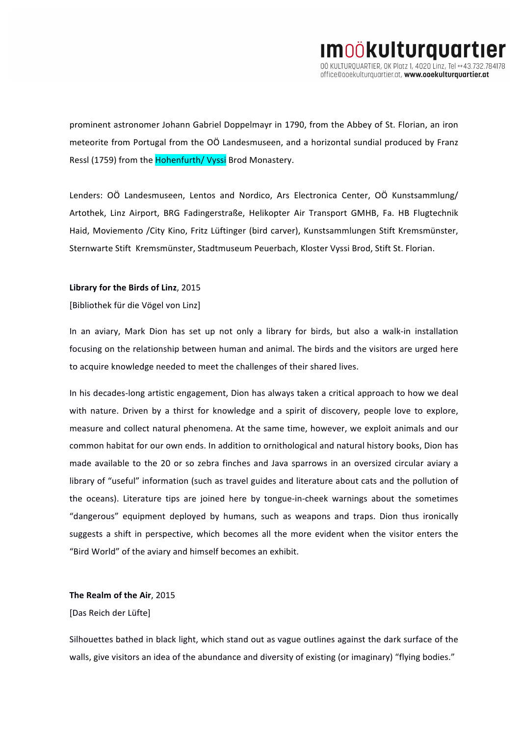prominent astronomer Johann Gabriel Doppelmayr in 1790, from the Abbey of St. Florian, an iron meteorite from Portugal from the OÖ Landesmuseen, and a horizontal sundial produced by Franz Ressl (1759) from the Hohenfurth/ Vyssi Brod Monastery.

Lenders: OÖ Landesmuseen, Lentos and Nordico, Ars Electronica Center, OÖ Kunstsammlung/ Artothek, Linz Airport, BRG Fadingerstraße, Helikopter Air Transport GMHB, Fa. HB Flugtechnik Haid, Moviemento /City Kino, Fritz Lüftinger (bird carver), Kunstsammlungen Stift Kremsmünster, Sternwarte Stift Kremsmünster, Stadtmuseum Peuerbach, Kloster Vyssi Brod, Stift St. Florian.

**Library for the Birds of Linz**, 2015

[Bibliothek für die Vögel von Linz]

In an aviary, Mark Dion has set up not only a library for birds, but also a walk-in installation focusing on the relationship between human and animal. The birds and the visitors are urged here to acquire knowledge needed to meet the challenges of their shared lives.

In his decades-long artistic engagement, Dion has always taken a critical approach to how we deal with nature. Driven by a thirst for knowledge and a spirit of discovery, people love to explore, measure and collect natural phenomena. At the same time, however, we exploit animals and our common habitat for our own ends. In addition to ornithological and natural history books, Dion has made available to the 20 or so zebra finches and Java sparrows in an oversized circular aviary a library of "useful" information (such as travel guides and literature about cats and the pollution of the oceans). Literature tips are joined here by tongue-in-cheek warnings about the sometimes "dangerous" equipment deployed by humans, such as weapons and traps. Dion thus ironically suggests a shift in perspective, which becomes all the more evident when the visitor enters the "Bird World" of the aviary and himself becomes an exhibit.

**The Realm of the Air**, 2015

[Das Reich der Lüfte]

Silhouettes bathed in black light, which stand out as vague outlines against the dark surface of the walls, give visitors an idea of the abundance and diversity of existing (or imaginary) "flying bodies."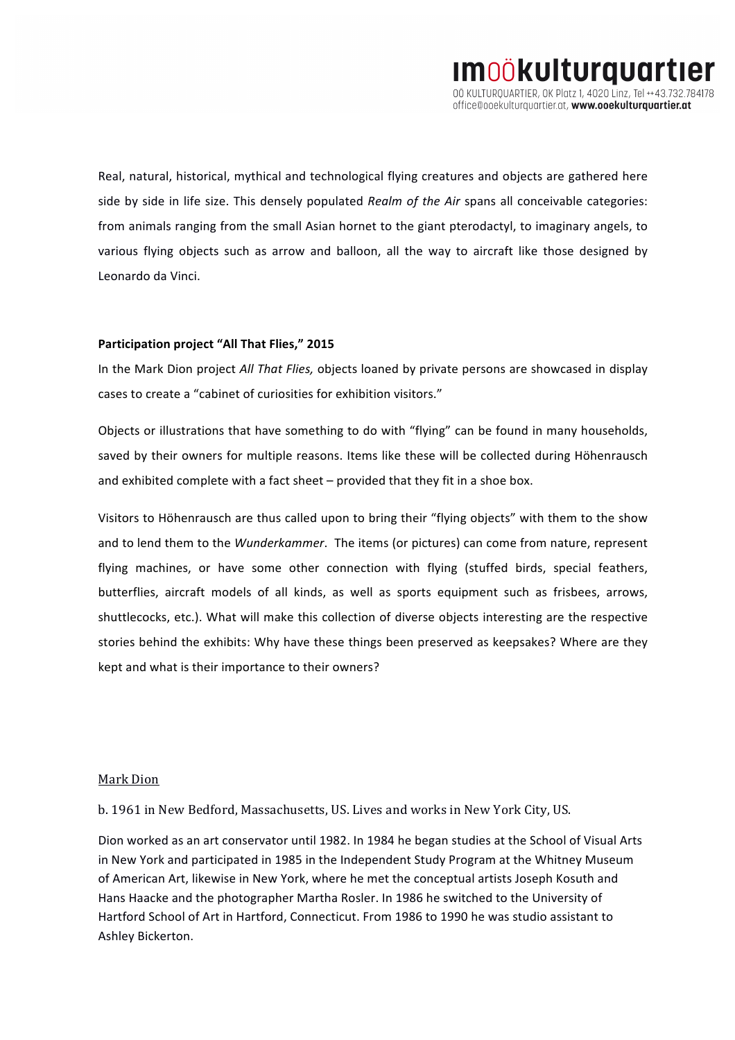Real, natural, historical, mythical and technological flying creatures and objects are gathered here side by side in life size. This densely populated *Realm of the Air* spans all conceivable categories: from animals ranging from the small Asian hornet to the giant pterodactyl, to imaginary angels, to various flying objects such as arrow and balloon, all the way to aircraft like those designed by Leonardo da Vinci.

**Participation project "All That Flies," 2015**

In the Mark Dion project *All That Flies,* objects loaned by private persons are showcased in display cases to create a "cabinet of curiosities for exhibition visitors."

Objects or illustrations that have something to do with "flying" can be found in many households, saved by their owners for multiple reasons. Items like these will be collected during Höhenrausch and exhibited complete with a fact sheet – provided that they fit in a shoe box.

Visitors to Höhenrausch are thus called upon to bring their "flying objects" with them to the show and to lend them to the *Wunderkammer*. The items (or pictures) can come from nature, represent flying machines, or have some other connection with flying (stuffed birds, special feathers, butterflies, aircraft models of all kinds, as well as sports equipment such as frisbees, arrows, shuttlecocks, etc.). What will make this collection of diverse objects interesting are the respective stories behind the exhibits: Why have these things been preserved as keepsakes? Where are they kept and what is their importance to their owners?

<u>Mark Dion</u>

b. 1961 in New Bedford, Massachusetts, US. Lives and works in New York City, US.

Dion worked as an art conservator until 1982. In 1984 he began studies at the School of Visual Arts in New York and participated in 1985 in the Independent Study Program at the Whitney Museum of American Art, likewise in New York, where he met the conceptual artists Joseph Kosuth and Hans Haacke and the photographer Martha Rosler. In 1986 he switched to the University of Hartford School of Art in Hartford, Connecticut. From 1986 to 1990 he was studio assistant to Ashley Bickerton.